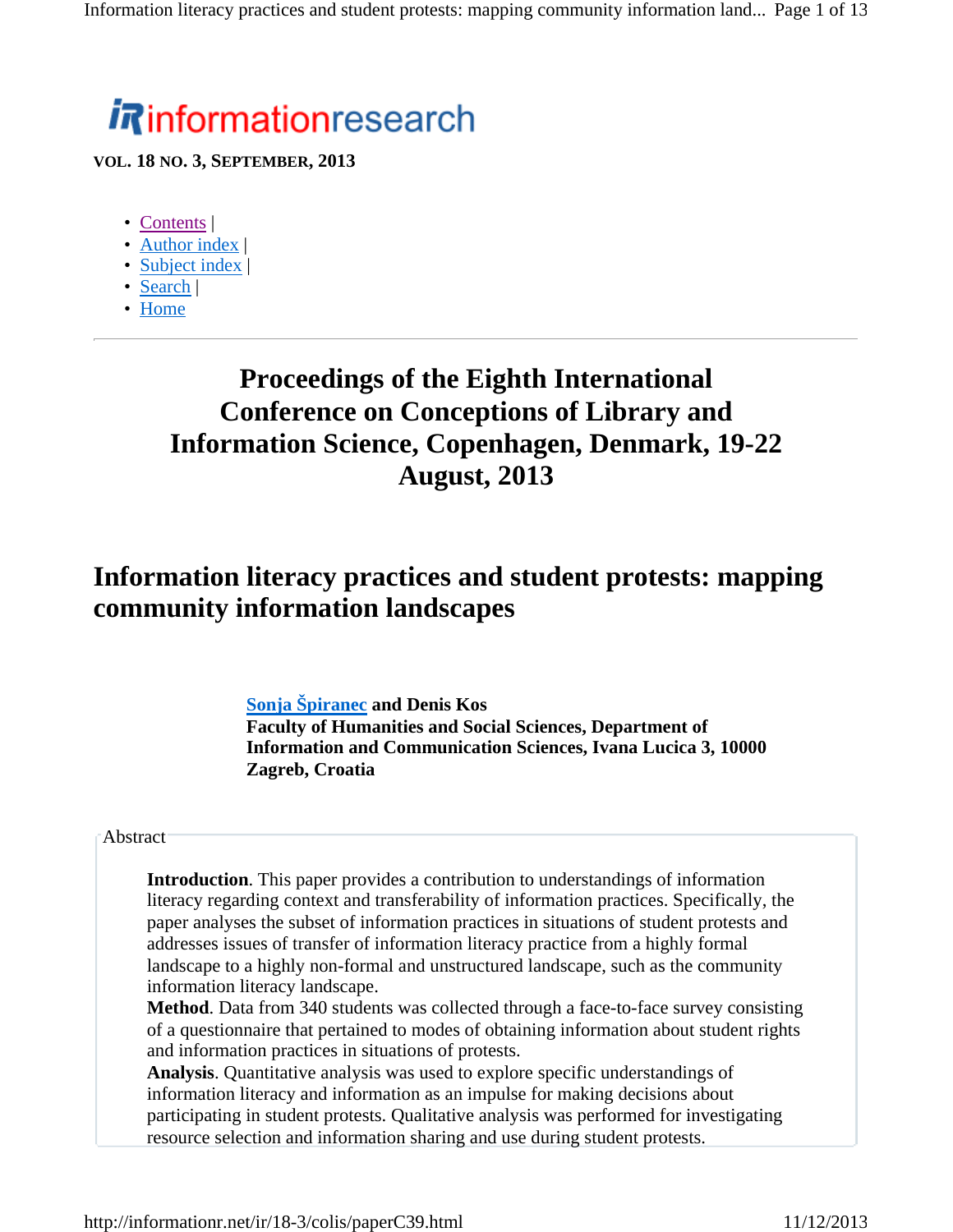informationresearch

**VOL. 18 NO. 3, SEPTEMBER, 2013**

- Contents |
- Author index |
- Subject index |
- Search |
- Home

---

## Proceedings of the Eighth International Conference on Conceptions of Library and Information Science, Copenhagen, Denmark, 19-22 August, 2013

# Information literacy practices and student protests: mapping community information landscapes

**Sonja Špiranec and Denis Kos**
**Faculty of Humanities and Social Sciences, Department of Information and Communication Sciences, Ivana Lucica 3, 10000 Zagreb, Croatia**

Abstract

**Introduction**. This paper provides a contribution to understandings of information literacy regarding context and transferability of information practices. Specifically, the paper analyses the subset of information practices in situations of student protests and addresses issues of transfer of information literacy practice from a highly formal landscape to a highly non-formal and unstructured landscape, such as the community information literacy landscape.
**Method**. Data from 340 students was collected through a face-to-face survey consisting of a questionnaire that pertained to modes of obtaining information about student rights and information practices in situations of protests.
**Analysis**. Quantitative analysis was used to explore specific understandings of information literacy and information as an impulse for making decisions about participating in student protests. Qualitative analysis was performed for investigating resource selection and information sharing and use during student protests.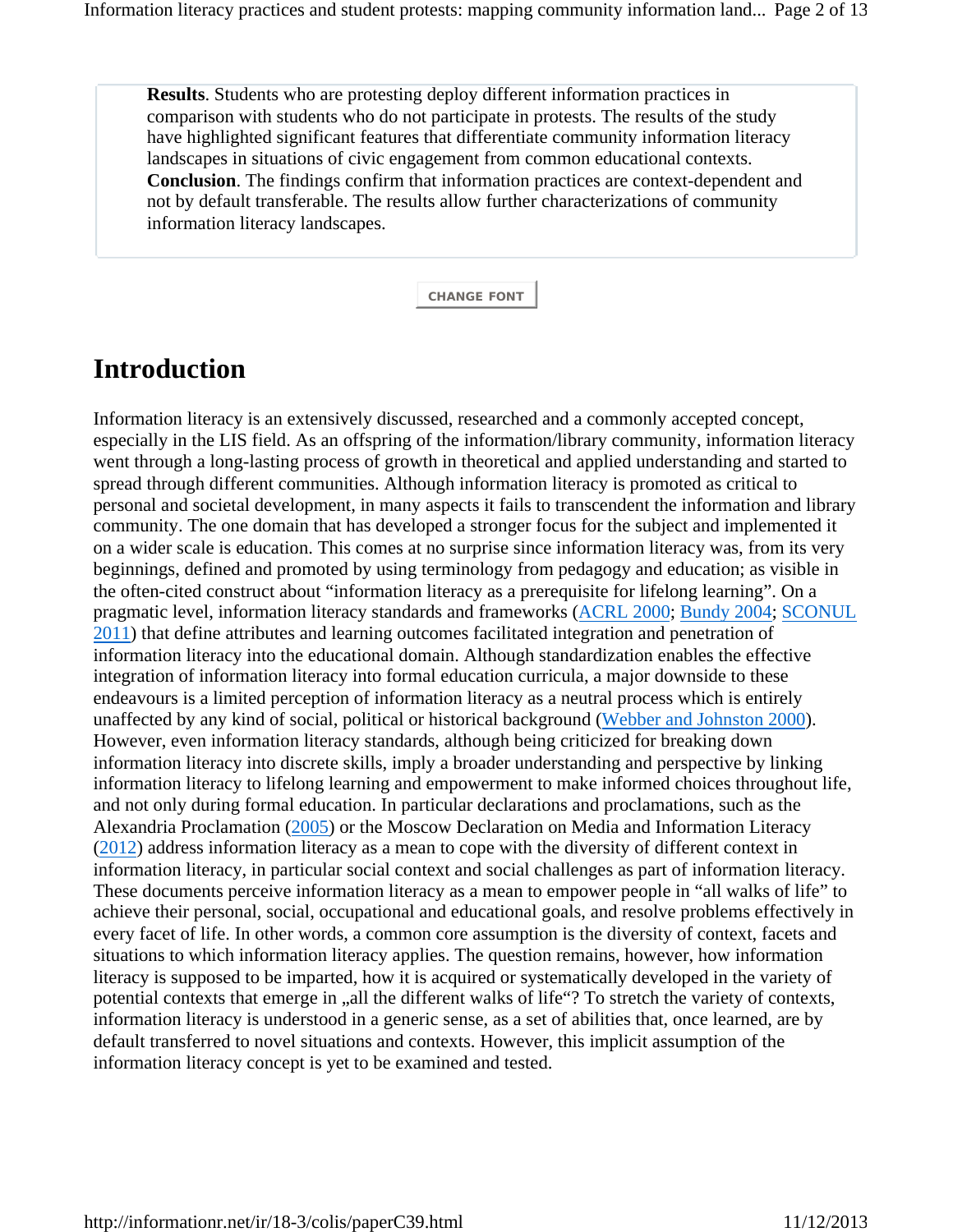**Results**. Students who are protesting deploy different information practices in comparison with students who do not participate in protests. The results of the study have highlighted significant features that differentiate community information literacy landscapes in situations of civic engagement from common educational contexts.
**Conclusion**. The findings confirm that information practices are context-dependent and not by default transferable. The results allow further characterizations of community information literacy landscapes.

CHANGE FONT

## Introduction

Information literacy is an extensively discussed, researched and a commonly accepted concept, especially in the LIS field. As an offspring of the information/library community, information literacy went through a long-lasting process of growth in theoretical and applied understanding and started to spread through different communities. Although information literacy is promoted as critical to personal and societal development, in many aspects it fails to transcendent the information and library community. The one domain that has developed a stronger focus for the subject and implemented it on a wider scale is education. This comes at no surprise since information literacy was, from its very beginnings, defined and promoted by using terminology from pedagogy and education; as visible in the often-cited construct about "information literacy as a prerequisite for lifelong learning". On a pragmatic level, information literacy standards and frameworks (ACRL 2000; Bundy 2004; SCONUL 2011) that define attributes and learning outcomes facilitated integration and penetration of information literacy into the educational domain. Although standardization enables the effective integration of information literacy into formal education curricula, a major downside to these endeavours is a limited perception of information literacy as a neutral process which is entirely unaffected by any kind of social, political or historical background (Webber and Johnston 2000). However, even information literacy standards, although being criticized for breaking down information literacy into discrete skills, imply a broader understanding and perspective by linking information literacy to lifelong learning and empowerment to make informed choices throughout life, and not only during formal education. In particular declarations and proclamations, such as the Alexandria Proclamation (2005) or the Moscow Declaration on Media and Information Literacy (2012) address information literacy as a mean to cope with the diversity of different context in information literacy, in particular social context and social challenges as part of information literacy. These documents perceive information literacy as a mean to empower people in "all walks of life" to achieve their personal, social, occupational and educational goals, and resolve problems effectively in every facet of life. In other words, a common core assumption is the diversity of context, facets and situations to which information literacy applies. The question remains, however, how information literacy is supposed to be imparted, how it is acquired or systematically developed in the variety of potential contexts that emerge in „all the different walks of life"? To stretch the variety of contexts, information literacy is understood in a generic sense, as a set of abilities that, once learned, are by default transferred to novel situations and contexts. However, this implicit assumption of the information literacy concept is yet to be examined and tested.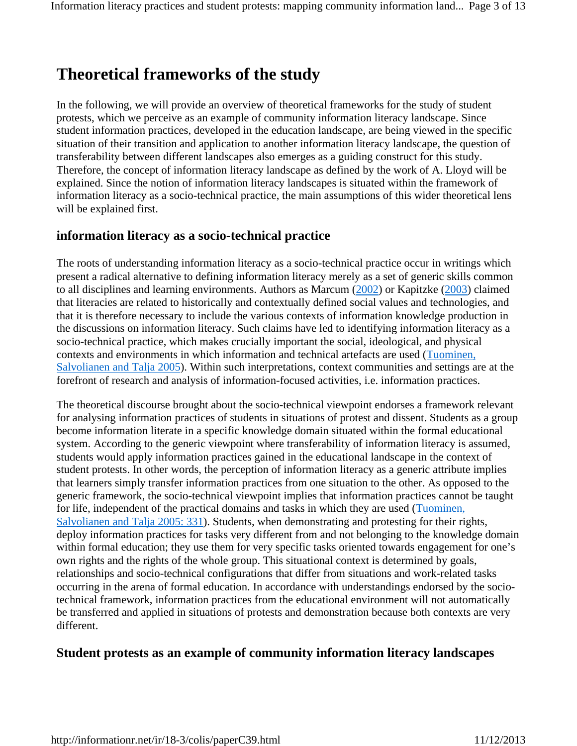# Theoretical frameworks of the study

In the following, we will provide an overview of theoretical frameworks for the study of student protests, which we perceive as an example of community information literacy landscape. Since student information practices, developed in the education landscape, are being viewed in the specific situation of their transition and application to another information literacy landscape, the question of transferability between different landscapes also emerges as a guiding construct for this study. Therefore, the concept of information literacy landscape as defined by the work of A. Lloyd will be explained. Since the notion of information literacy landscapes is situated within the framework of information literacy as a socio-technical practice, the main assumptions of this wider theoretical lens will be explained first.

## information literacy as a socio-technical practice

The roots of understanding information literacy as a socio-technical practice occur in writings which present a radical alternative to defining information literacy merely as a set of generic skills common to all disciplines and learning environments. Authors as Marcum (2002) or Kapitzke (2003) claimed that literacies are related to historically and contextually defined social values and technologies, and that it is therefore necessary to include the various contexts of information knowledge production in the discussions on information literacy. Such claims have led to identifying information literacy as a socio-technical practice, which makes crucially important the social, ideological, and physical contexts and environments in which information and technical artefacts are used (Tuominen, Salvolianen and Talja 2005). Within such interpretations, context communities and settings are at the forefront of research and analysis of information-focused activities, i.e. information practices.

The theoretical discourse brought about the socio-technical viewpoint endorses a framework relevant for analysing information practices of students in situations of protest and dissent. Students as a group become information literate in a specific knowledge domain situated within the formal educational system. According to the generic viewpoint where transferability of information literacy is assumed, students would apply information practices gained in the educational landscape in the context of student protests. In other words, the perception of information literacy as a generic attribute implies that learners simply transfer information practices from one situation to the other. As opposed to the generic framework, the socio-technical viewpoint implies that information practices cannot be taught for life, independent of the practical domains and tasks in which they are used (Tuominen, Salvolianen and Talja 2005: 331). Students, when demonstrating and protesting for their rights, deploy information practices for tasks very different from and not belonging to the knowledge domain within formal education; they use them for very specific tasks oriented towards engagement for one's own rights and the rights of the whole group. This situational context is determined by goals, relationships and socio-technical configurations that differ from situations and work-related tasks occurring in the arena of formal education. In accordance with understandings endorsed by the socio-technical framework, information practices from the educational environment will not automatically be transferred and applied in situations of protests and demonstration because both contexts are very different.

## Student protests as an example of community information literacy landscapes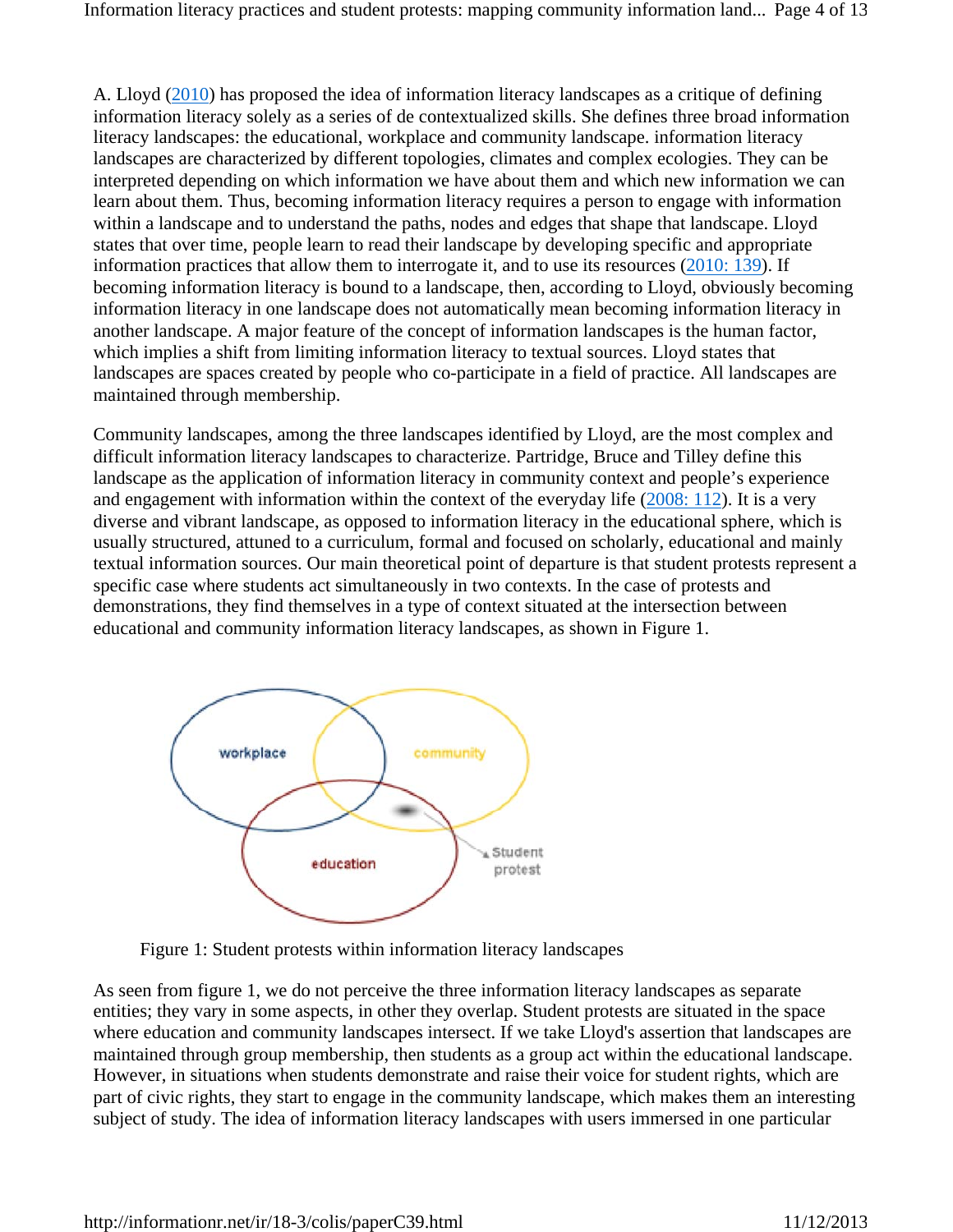A. Lloyd (2010) has proposed the idea of information literacy landscapes as a critique of defining information literacy solely as a series of de contextualized skills. She defines three broad information literacy landscapes: the educational, workplace and community landscape. information literacy landscapes are characterized by different topologies, climates and complex ecologies. They can be interpreted depending on which information we have about them and which new information we can learn about them. Thus, becoming information literacy requires a person to engage with information within a landscape and to understand the paths, nodes and edges that shape that landscape. Lloyd states that over time, people learn to read their landscape by developing specific and appropriate information practices that allow them to interrogate it, and to use its resources (2010: 139). If becoming information literacy is bound to a landscape, then, according to Lloyd, obviously becoming information literacy in one landscape does not automatically mean becoming information literacy in another landscape. A major feature of the concept of information landscapes is the human factor, which implies a shift from limiting information literacy to textual sources. Lloyd states that landscapes are spaces created by people who co-participate in a field of practice. All landscapes are maintained through membership.

Community landscapes, among the three landscapes identified by Lloyd, are the most complex and difficult information literacy landscapes to characterize. Partridge, Bruce and Tilley define this landscape as the application of information literacy in community context and people's experience and engagement with information within the context of the everyday life (2008: 112). It is a very diverse and vibrant landscape, as opposed to information literacy in the educational sphere, which is usually structured, attuned to a curriculum, formal and focused on scholarly, educational and mainly textual information sources. Our main theoretical point of departure is that student protests represent a specific case where students act simultaneously in two contexts. In the case of protests and demonstrations, they find themselves in a type of context situated at the intersection between educational and community information literacy landscapes, as shown in Figure 1.

workplace

community

education

Student protest

Figure 1: Student protests within information literacy landscapes

As seen from figure 1, we do not perceive the three information literacy landscapes as separate entities; they vary in some aspects, in other they overlap. Student protests are situated in the space where education and community landscapes intersect. If we take Lloyd's assertion that landscapes are maintained through group membership, then students as a group act within the educational landscape. However, in situations when students demonstrate and raise their voice for student rights, which are part of civic rights, they start to engage in the community landscape, which makes them an interesting subject of study. The idea of information literacy landscapes with users immersed in one particular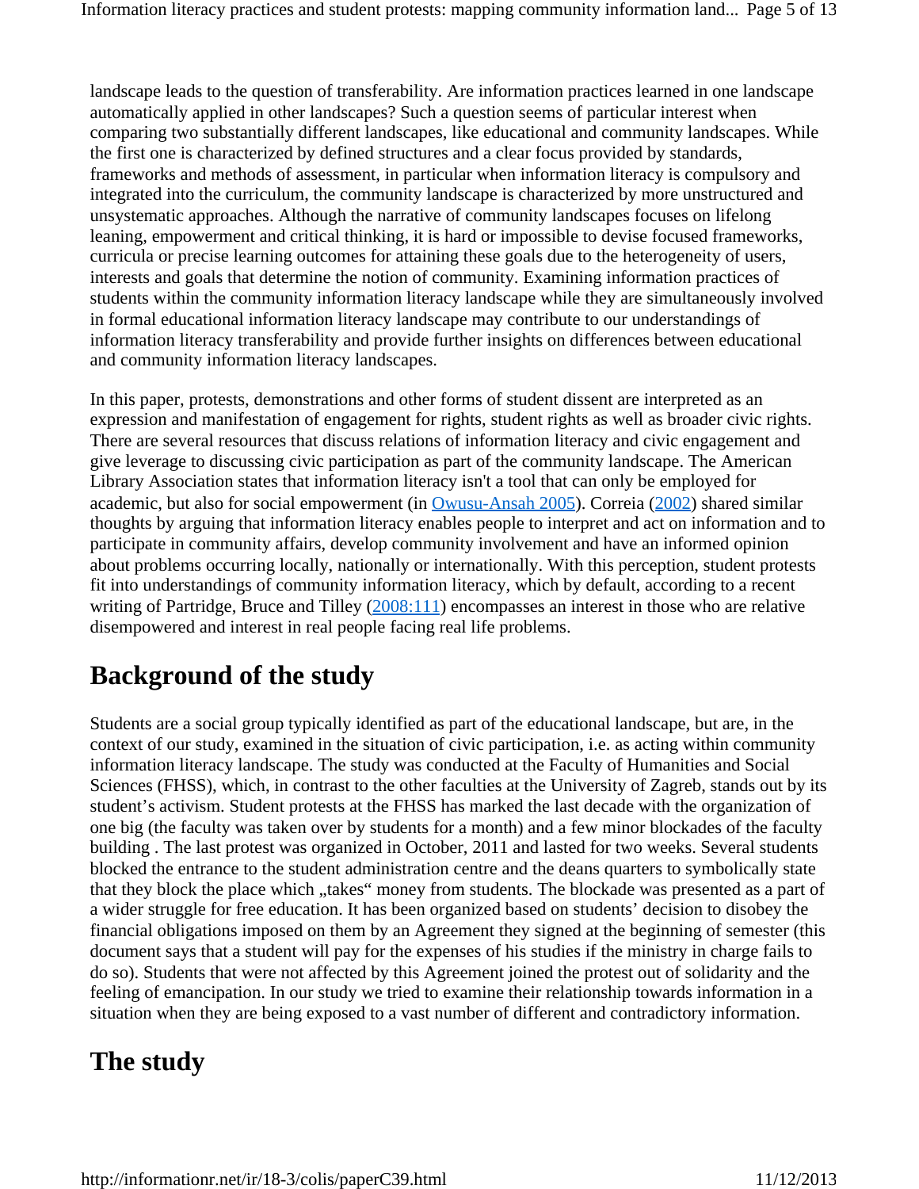landscape leads to the question of transferability. Are information practices learned in one landscape automatically applied in other landscapes? Such a question seems of particular interest when comparing two substantially different landscapes, like educational and community landscapes. While the first one is characterized by defined structures and a clear focus provided by standards, frameworks and methods of assessment, in particular when information literacy is compulsory and integrated into the curriculum, the community landscape is characterized by more unstructured and unsystematic approaches. Although the narrative of community landscapes focuses on lifelong leaning, empowerment and critical thinking, it is hard or impossible to devise focused frameworks, curricula or precise learning outcomes for attaining these goals due to the heterogeneity of users, interests and goals that determine the notion of community. Examining information practices of students within the community information literacy landscape while they are simultaneously involved in formal educational information literacy landscape may contribute to our understandings of information literacy transferability and provide further insights on differences between educational and community information literacy landscapes.

In this paper, protests, demonstrations and other forms of student dissent are interpreted as an expression and manifestation of engagement for rights, student rights as well as broader civic rights. There are several resources that discuss relations of information literacy and civic engagement and give leverage to discussing civic participation as part of the community landscape. The American Library Association states that information literacy isn't a tool that can only be employed for academic, but also for social empowerment (in Owusu-Ansah 2005). Correia (2002) shared similar thoughts by arguing that information literacy enables people to interpret and act on information and to participate in community affairs, develop community involvement and have an informed opinion about problems occurring locally, nationally or internationally. With this perception, student protests fit into understandings of community information literacy, which by default, according to a recent writing of Partridge, Bruce and Tilley (2008:111) encompasses an interest in those who are relative disempowered and interest in real people facing real life problems.

## Background of the study

Students are a social group typically identified as part of the educational landscape, but are, in the context of our study, examined in the situation of civic participation, i.e. as acting within community information literacy landscape. The study was conducted at the Faculty of Humanities and Social Sciences (FHSS), which, in contrast to the other faculties at the University of Zagreb, stands out by its student's activism. Student protests at the FHSS has marked the last decade with the organization of one big (the faculty was taken over by students for a month) and a few minor blockades of the faculty building . The last protest was organized in October, 2011 and lasted for two weeks. Several students blocked the entrance to the student administration centre and the deans quarters to symbolically state that they block the place which „takes“ money from students. The blockade was presented as a part of a wider struggle for free education. It has been organized based on students' decision to disobey the financial obligations imposed on them by an Agreement they signed at the beginning of semester (this document says that a student will pay for the expenses of his studies if the ministry in charge fails to do so). Students that were not affected by this Agreement joined the protest out of solidarity and the feeling of emancipation. In our study we tried to examine their relationship towards information in a situation when they are being exposed to a vast number of different and contradictory information.

## The study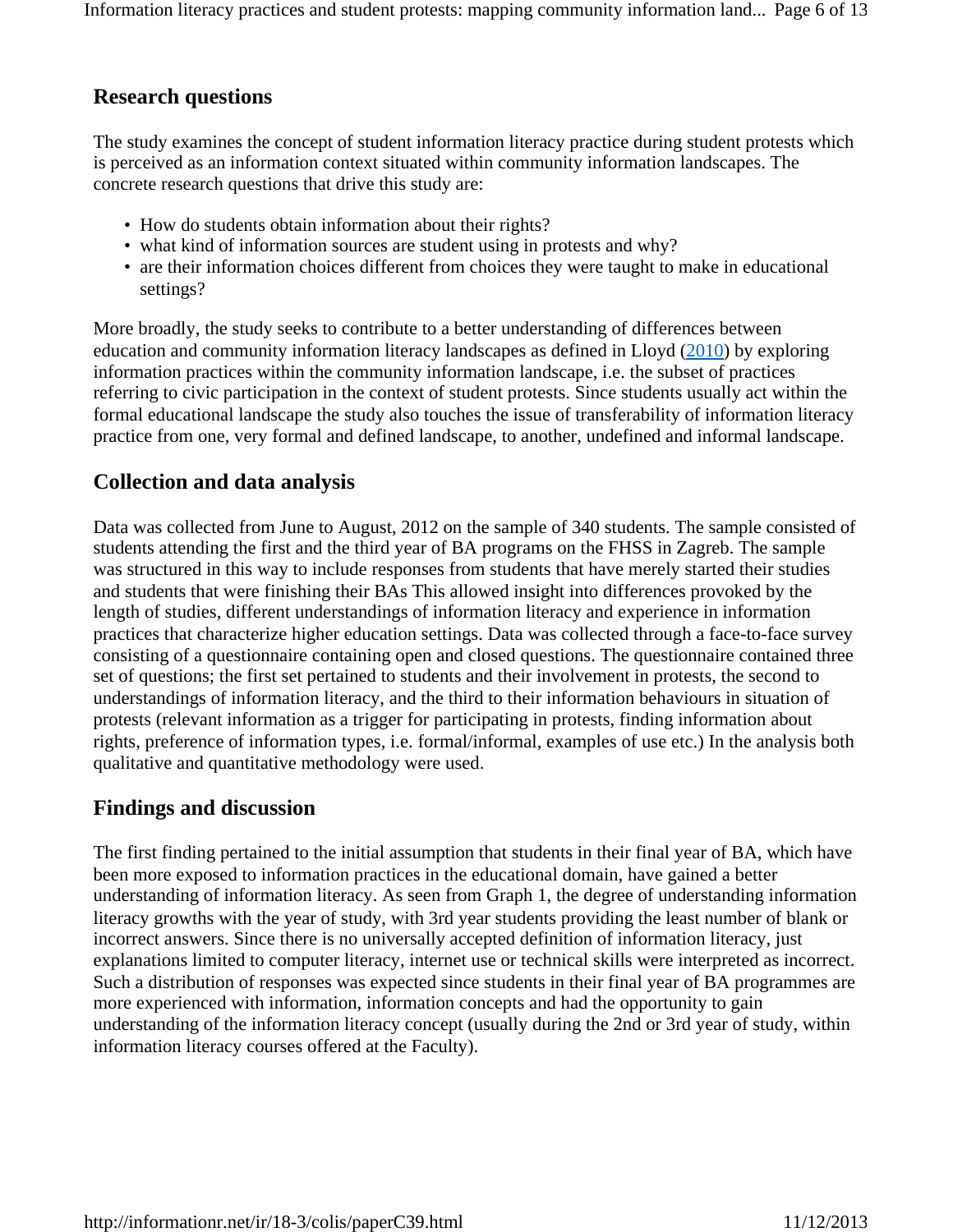## Research questions

The study examines the concept of student information literacy practice during student protests which is perceived as an information context situated within community information landscapes. The concrete research questions that drive this study are:

- How do students obtain information about their rights?
- what kind of information sources are student using in protests and why?
- are their information choices different from choices they were taught to make in educational settings?

More broadly, the study seeks to contribute to a better understanding of differences between education and community information literacy landscapes as defined in Lloyd (2010) by exploring information practices within the community information landscape, i.e. the subset of practices referring to civic participation in the context of student protests. Since students usually act within the formal educational landscape the study also touches the issue of transferability of information literacy practice from one, very formal and defined landscape, to another, undefined and informal landscape.

## Collection and data analysis

Data was collected from June to August, 2012 on the sample of 340 students. The sample consisted of students attending the first and the third year of BA programs on the FHSS in Zagreb. The sample was structured in this way to include responses from students that have merely started their studies and students that were finishing their BAs This allowed insight into differences provoked by the length of studies, different understandings of information literacy and experience in information practices that characterize higher education settings. Data was collected through a face-to-face survey consisting of a questionnaire containing open and closed questions. The questionnaire contained three set of questions; the first set pertained to students and their involvement in protests, the second to understandings of information literacy, and the third to their information behaviours in situation of protests (relevant information as a trigger for participating in protests, finding information about rights, preference of information types, i.e. formal/informal, examples of use etc.) In the analysis both qualitative and quantitative methodology were used.

## Findings and discussion

The first finding pertained to the initial assumption that students in their final year of BA, which have been more exposed to information practices in the educational domain, have gained a better understanding of information literacy. As seen from Graph 1, the degree of understanding information literacy growths with the year of study, with 3rd year students providing the least number of blank or incorrect answers. Since there is no universally accepted definition of information literacy, just explanations limited to computer literacy, internet use or technical skills were interpreted as incorrect. Such a distribution of responses was expected since students in their final year of BA programmes are more experienced with information, information concepts and had the opportunity to gain understanding of the information literacy concept (usually during the 2nd or 3rd year of study, within information literacy courses offered at the Faculty).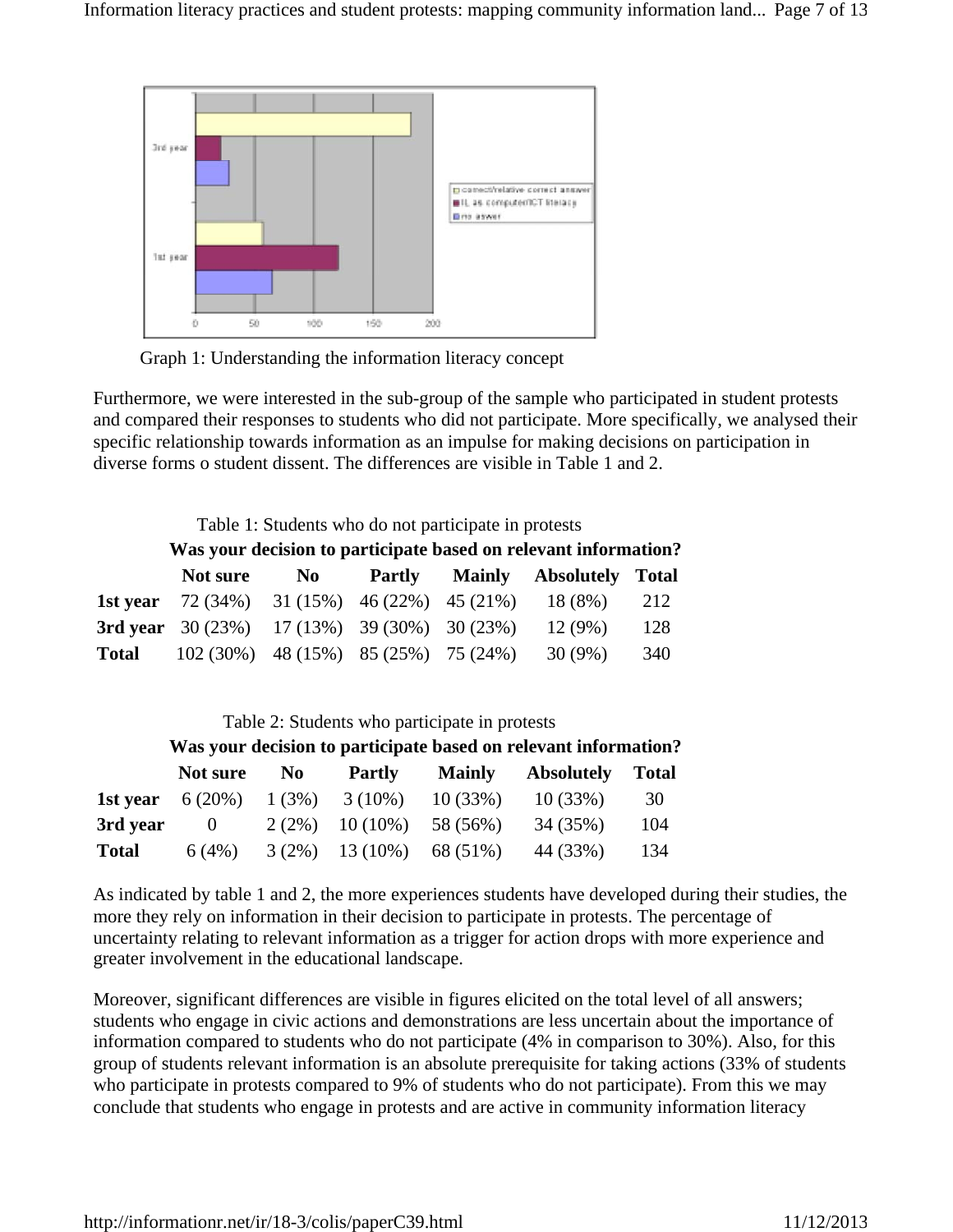Graph 1: Understanding the information literacy concept

Furthermore, we were interested in the sub-group of the sample who participated in student protests and compared their responses to students who did not participate. More specifically, we analysed their specific relationship towards information as an impulse for making decisions on participation in diverse forms o student dissent. The differences are visible in Table 1 and 2.

Table 1: Students who do not participate in protests

| | Was your decision to participate based on relevant information? | | | | | |
|---|---|---|---|---|---|---|
| | **Not sure** | **No** | **Partly** | **Mainly** | **Absolutely** | **Total** |
| **1st year** | 72 (34%) | 31 (15%) | 46 (22%) | 45 (21%) | 18 (8%) | 212 |
| **3rd year** | 30 (23%) | 17 (13%) | 39 (30%) | 30 (23%) | 12 (9%) | 128 |
| **Total** | 102 (30%) | 48 (15%) | 85 (25%) | 75 (24%) | 30 (9%) | 340 |

Table 2: Students who participate in protests

| | Was your decision to participate based on relevant information? | | | | | |
|---|---|---|---|---|---|---|
| | **Not sure** | **No** | **Partly** | **Mainly** | **Absolutely** | **Total** |
| **1st year** | 6 (20%) | 1 (3%) | 3 (10%) | 10 (33%) | 10 (33%) | 30 |
| **3rd year** | 0 | 2 (2%) | 10 (10%) | 58 (56%) | 34 (35%) | 104 |
| **Total** | 6 (4%) | 3 (2%) | 13 (10%) | 68 (51%) | 44 (33%) | 134 |

As indicated by table 1 and 2, the more experiences students have developed during their studies, the more they rely on information in their decision to participate in protests. The percentage of uncertainty relating to relevant information as a trigger for action drops with more experience and greater involvement in the educational landscape.

Moreover, significant differences are visible in figures elicited on the total level of all answers; students who engage in civic actions and demonstrations are less uncertain about the importance of information compared to students who do not participate (4% in comparison to 30%). Also, for this group of students relevant information is an absolute prerequisite for taking actions (33% of students who participate in protests compared to 9% of students who do not participate). From this we may conclude that students who engage in protests and are active in community information literacy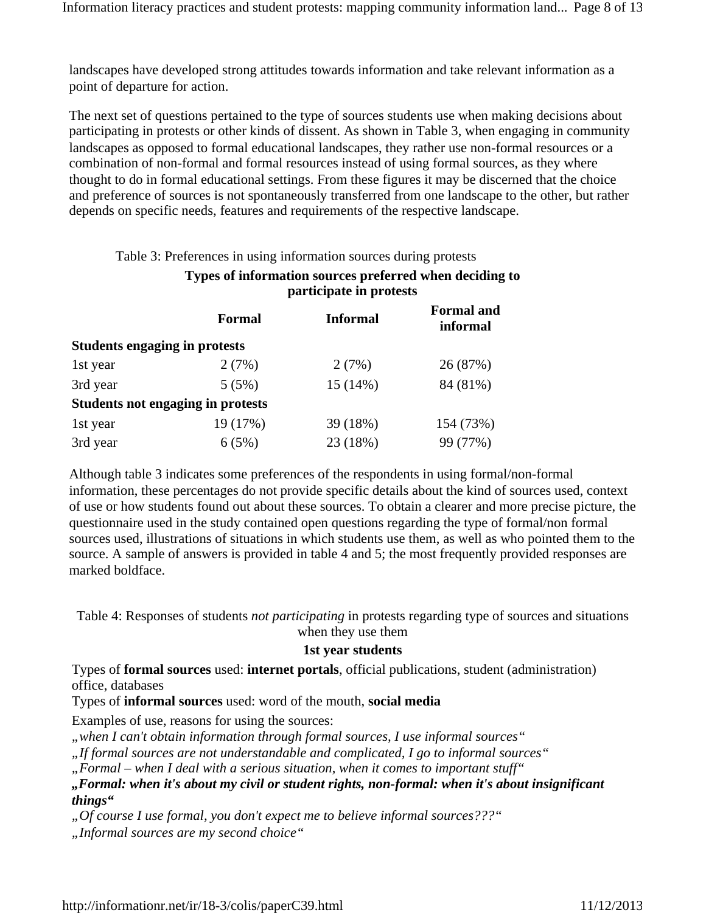landscapes have developed strong attitudes towards information and take relevant information as a point of departure for action.

The next set of questions pertained to the type of sources students use when making decisions about participating in protests or other kinds of dissent. As shown in Table 3, when engaging in community landscapes as opposed to formal educational landscapes, they rather use non-formal resources or a combination of non-formal and formal resources instead of using formal sources, as they where thought to do in formal educational settings. From these figures it may be discerned that the choice and preference of sources is not spontaneously transferred from one landscape to the other, but rather depends on specific needs, features and requirements of the respective landscape.

Table 3: Preferences in using information sources during protests

| | **Types of information sources preferred when deciding to participate in protests** | | |
|---|---|---|---|
| | **Formal** | **Informal** | **Formal and informal** |
| **Students engaging in protests** | | | |
| 1st year | 2 (7%) | 2 (7%) | 26 (87%) |
| 3rd year | 5 (5%) | 15 (14%) | 84 (81%) |
| **Students not engaging in protests** | | | |
| 1st year | 19 (17%) | 39 (18%) | 154 (73%) |
| 3rd year | 6 (5%) | 23 (18%) | 99 (77%) |

Although table 3 indicates some preferences of the respondents in using formal/non-formal information, these percentages do not provide specific details about the kind of sources used, context of use or how students found out about these sources. To obtain a clearer and more precise picture, the questionnaire used in the study contained open questions regarding the type of formal/non formal sources used, illustrations of situations in which students use them, as well as who pointed them to the source. A sample of answers is provided in table 4 and 5; the most frequently provided responses are marked boldface.

Table 4: Responses of students *not participating* in protests regarding type of sources and situations when they use them

**1st year students**

Types of **formal sources** used: **internet portals**, official publications, student (administration) office, databases

Types of **informal sources** used: word of the mouth, **social media**

Examples of use, reasons for using the sources:

*„when I can't obtain information through formal sources, I use informal sources"*

*„If formal sources are not understandable and complicated, I go to informal sources"*

*„Formal – when I deal with a serious situation, when it comes to important stuff"*

***„Formal: when it's about my civil or student rights, non-formal: when it's about insignificant things"***

*„Of course I use formal, you don't expect me to believe informal sources???"*

*„Informal sources are my second choice"*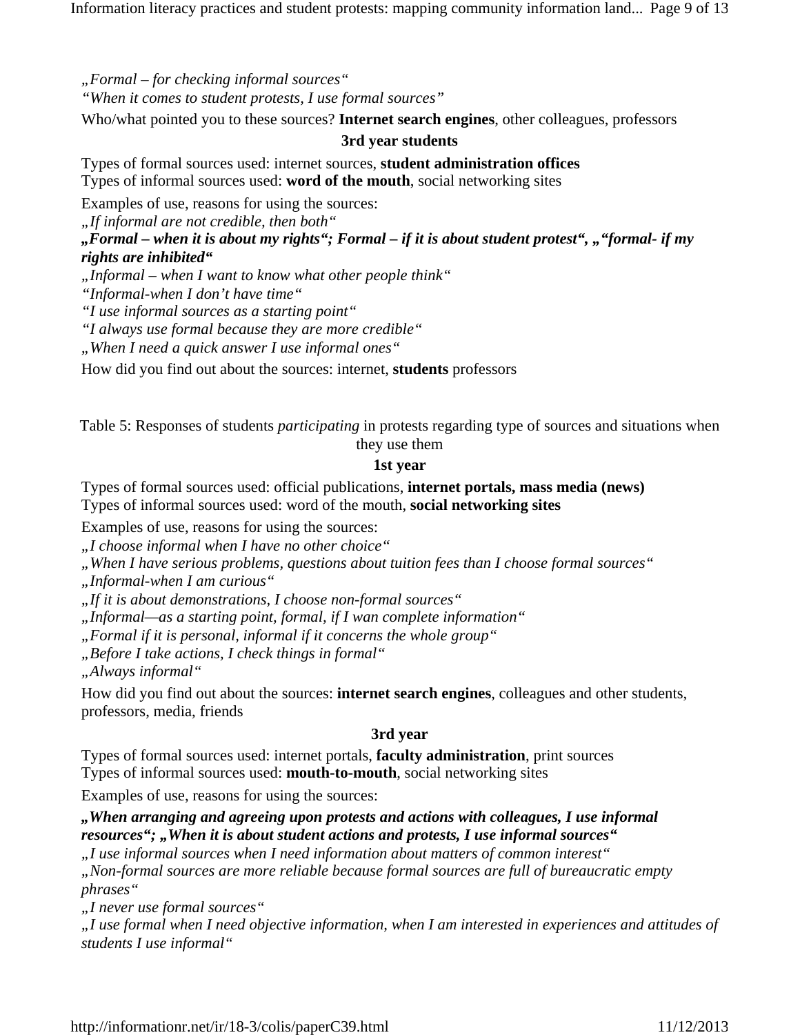*„Formal – for checking informal sources“*

*“When it comes to student protests, I use formal sources”*

Who/what pointed you to these sources? **Internet search engines**, other colleagues, professors

**3rd year students**

Types of formal sources used: internet sources, **student administration offices**
Types of informal sources used: **word of the mouth**, social networking sites

Examples of use, reasons for using the sources:

*„If informal are not credible, then both“*

***„Formal – when it is about my rights“; Formal – if it is about student protest“, „“formal- if my rights are inhibited“***

*„Informal – when I want to know what other people think“*

*“Informal-when I don’t have time“*

*“I use informal sources as a starting point“*

*“I always use formal because they are more credible“*

*„When I need a quick answer I use informal ones“*

How did you find out about the sources: internet, **students** professors

Table 5: Responses of students *participating* in protests regarding type of sources and situations when they use them

**1st year**

Types of formal sources used: official publications, **internet portals, mass media (news)**
Types of informal sources used: word of the mouth, **social networking sites**

Examples of use, reasons for using the sources:

*„I choose informal when I have no other choice“*

*„When I have serious problems, questions about tuition fees than I choose formal sources“*

*„Informal-when I am curious“*

*„If it is about demonstrations, I choose non-formal sources“*

*„Informal—as a starting point, formal, if I wan complete information“*

*„Formal if it is personal, informal if it concerns the whole group“*

*„Before I take actions, I check things in formal“*

*„Always informal“*

How did you find out about the sources: **internet search engines**, colleagues and other students, professors, media, friends

**3rd year**

Types of formal sources used: internet portals, **faculty administration**, print sources
Types of informal sources used: **mouth-to-mouth**, social networking sites

Examples of use, reasons for using the sources:

***„When arranging and agreeing upon protests and actions with colleagues, I use informal resources“; „When it is about student actions and protests, I use informal sources“***

*„I use informal sources when I need information about matters of common interest“*

*„Non-formal sources are more reliable because formal sources are full of bureaucratic empty phrases“*

*„I never use formal sources“*

*„I use formal when I need objective information, when I am interested in experiences and attitudes of students I use informal“*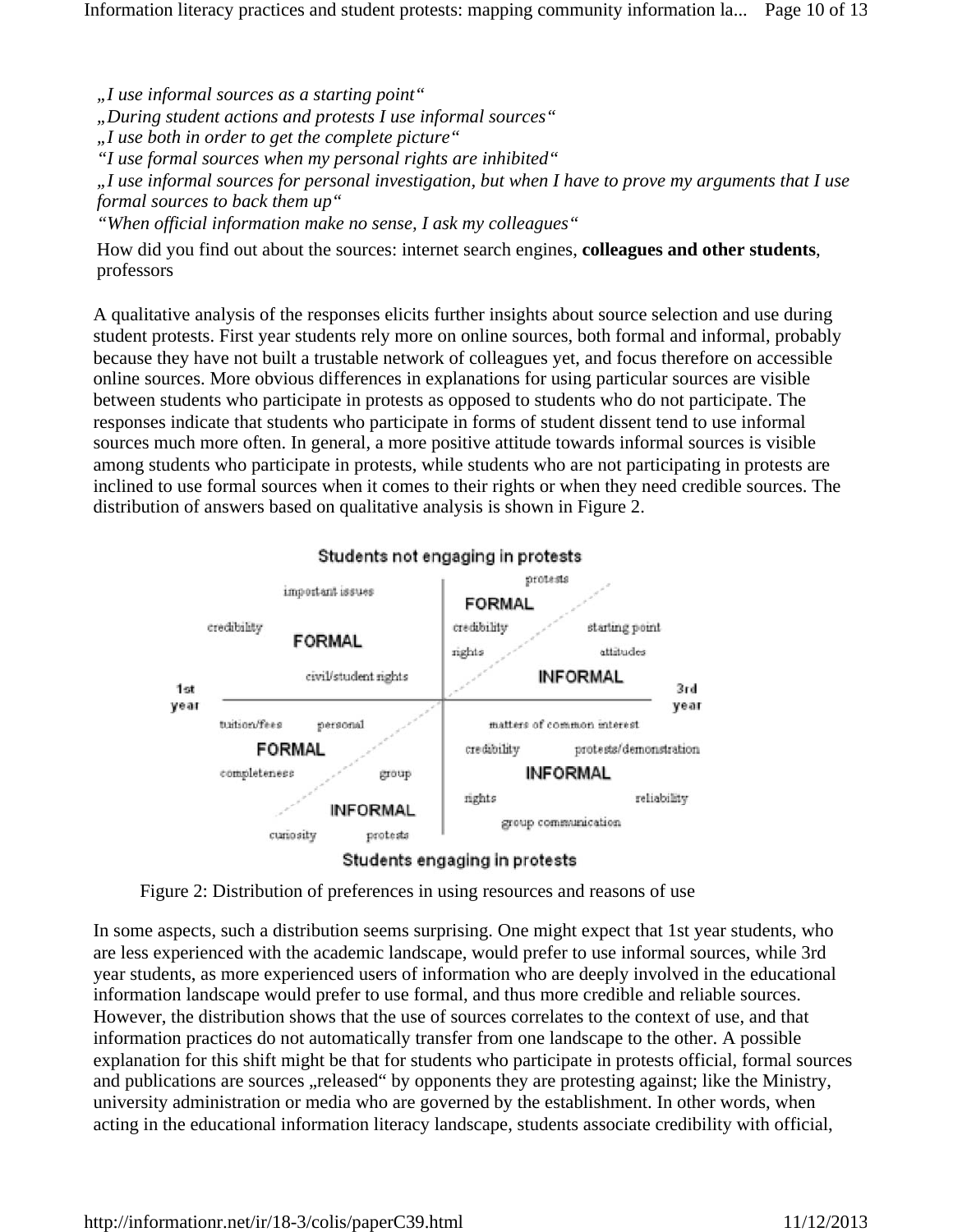*„I use informal sources as a starting point"*
*„During student actions and protests I use informal sources"*
*„I use both in order to get the complete picture"*
*"I use formal sources when my personal rights are inhibited"*
*„I use informal sources for personal investigation, but when I have to prove my arguments that I use formal sources to back them up"*
*"When official information make no sense, I ask my colleagues"*

How did you find out about the sources: internet search engines, **colleagues and other students**, professors

A qualitative analysis of the responses elicits further insights about source selection and use during student protests. First year students rely more on online sources, both formal and informal, probably because they have not built a trustable network of colleagues yet, and focus therefore on accessible online sources. More obvious differences in explanations for using particular sources are visible between students who participate in protests as opposed to students who do not participate. The responses indicate that students who participate in forms of student dissent tend to use informal sources much more often. In general, a more positive attitude towards informal sources is visible among students who participate in protests, while students who are not participating in protests are inclined to use formal sources when it comes to their rights or when they need credible sources. The distribution of answers based on qualitative analysis is shown in Figure 2.

Figure 2: Distribution of preferences in using resources and reasons of use

In some aspects, such a distribution seems surprising. One might expect that 1st year students, who are less experienced with the academic landscape, would prefer to use informal sources, while 3rd year students, as more experienced users of information who are deeply involved in the educational information landscape would prefer to use formal, and thus more credible and reliable sources. However, the distribution shows that the use of sources correlates to the context of use, and that information practices do not automatically transfer from one landscape to the other. A possible explanation for this shift might be that for students who participate in protests official, formal sources and publications are sources „released" by opponents they are protesting against; like the Ministry, university administration or media who are governed by the establishment. In other words, when acting in the educational information literacy landscape, students associate credibility with official,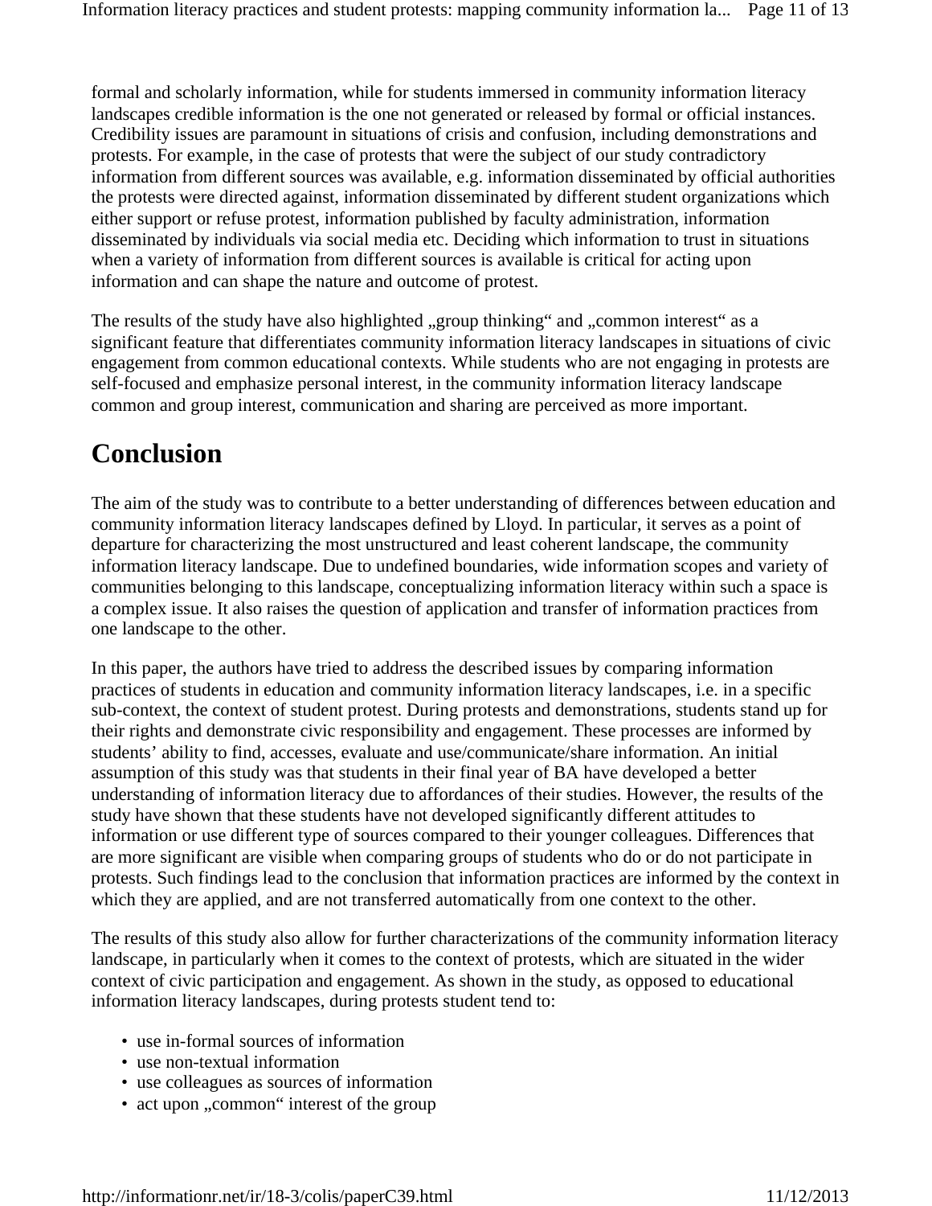formal and scholarly information, while for students immersed in community information literacy landscapes credible information is the one not generated or released by formal or official instances. Credibility issues are paramount in situations of crisis and confusion, including demonstrations and protests. For example, in the case of protests that were the subject of our study contradictory information from different sources was available, e.g. information disseminated by official authorities the protests were directed against, information disseminated by different student organizations which either support or refuse protest, information published by faculty administration, information disseminated by individuals via social media etc. Deciding which information to trust in situations when a variety of information from different sources is available is critical for acting upon information and can shape the nature and outcome of protest.

The results of the study have also highlighted „group thinking" and „common interest" as a significant feature that differentiates community information literacy landscapes in situations of civic engagement from common educational contexts. While students who are not engaging in protests are self-focused and emphasize personal interest, in the community information literacy landscape common and group interest, communication and sharing are perceived as more important.

## Conclusion

The aim of the study was to contribute to a better understanding of differences between education and community information literacy landscapes defined by Lloyd. In particular, it serves as a point of departure for characterizing the most unstructured and least coherent landscape, the community information literacy landscape. Due to undefined boundaries, wide information scopes and variety of communities belonging to this landscape, conceptualizing information literacy within such a space is a complex issue. It also raises the question of application and transfer of information practices from one landscape to the other.

In this paper, the authors have tried to address the described issues by comparing information practices of students in education and community information literacy landscapes, i.e. in a specific sub-context, the context of student protest. During protests and demonstrations, students stand up for their rights and demonstrate civic responsibility and engagement. These processes are informed by students' ability to find, accesses, evaluate and use/communicate/share information. An initial assumption of this study was that students in their final year of BA have developed a better understanding of information literacy due to affordances of their studies. However, the results of the study have shown that these students have not developed significantly different attitudes to information or use different type of sources compared to their younger colleagues. Differences that are more significant are visible when comparing groups of students who do or do not participate in protests. Such findings lead to the conclusion that information practices are informed by the context in which they are applied, and are not transferred automatically from one context to the other.

The results of this study also allow for further characterizations of the community information literacy landscape, in particularly when it comes to the context of protests, which are situated in the wider context of civic participation and engagement. As shown in the study, as opposed to educational information literacy landscapes, during protests student tend to:

- use in-formal sources of information
- use non-textual information
- use colleagues as sources of information
- act upon „common" interest of the group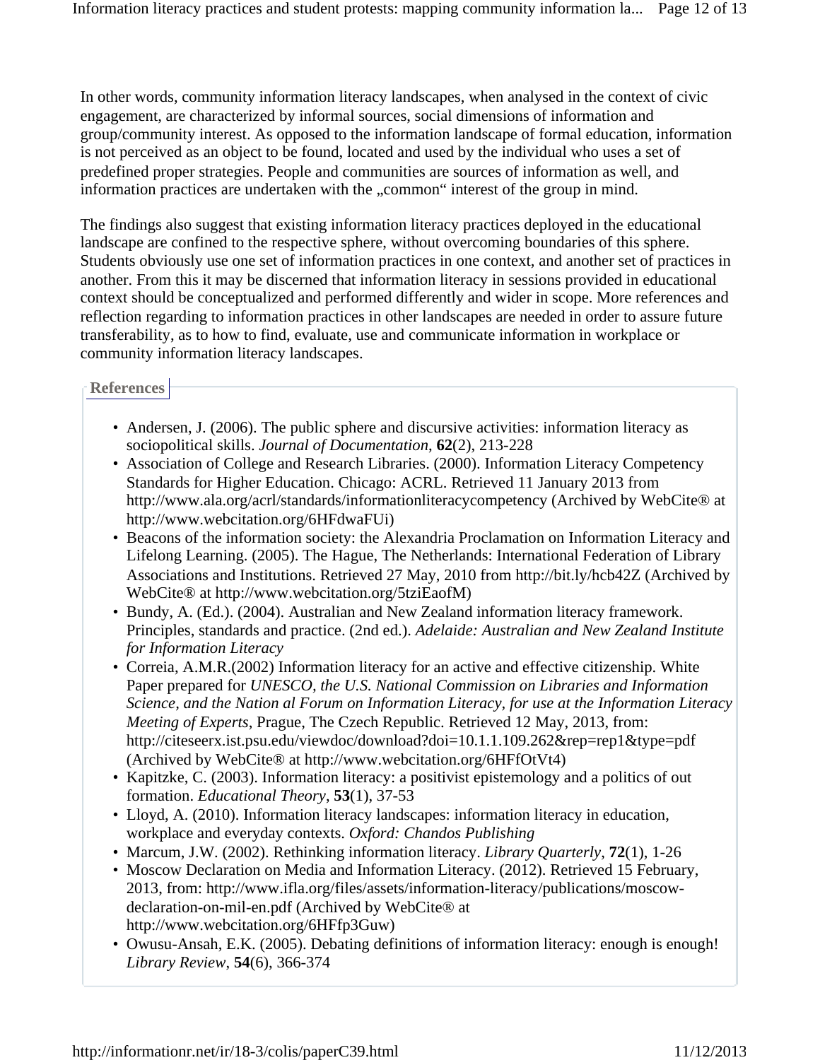In other words, community information literacy landscapes, when analysed in the context of civic engagement, are characterized by informal sources, social dimensions of information and group/community interest. As opposed to the information landscape of formal education, information is not perceived as an object to be found, located and used by the individual who uses a set of predefined proper strategies. People and communities are sources of information as well, and information practices are undertaken with the „common“ interest of the group in mind.

The findings also suggest that existing information literacy practices deployed in the educational landscape are confined to the respective sphere, without overcoming boundaries of this sphere. Students obviously use one set of information practices in one context, and another set of practices in another. From this it may be discerned that information literacy in sessions provided in educational context should be conceptualized and performed differently and wider in scope. More references and reflection regarding to information practices in other landscapes are needed in order to assure future transferability, as to how to find, evaluate, use and communicate information in workplace or community information literacy landscapes.

## References

- Andersen, J. (2006). The public sphere and discursive activities: information literacy as sociopolitical skills. *Journal of Documentation*, **62**(2), 213-228
- Association of College and Research Libraries. (2000). Information Literacy Competency Standards for Higher Education. Chicago: ACRL. Retrieved 11 January 2013 from http://www.ala.org/acrl/standards/informationliteracycompetency (Archived by WebCite® at http://www.webcitation.org/6HFdwaFUi)
- Beacons of the information society: the Alexandria Proclamation on Information Literacy and Lifelong Learning. (2005). The Hague, The Netherlands: International Federation of Library Associations and Institutions. Retrieved 27 May, 2010 from http://bit.ly/hcb42Z (Archived by WebCite® at http://www.webcitation.org/5tziEaofM)
- Bundy, A. (Ed.). (2004). Australian and New Zealand information literacy framework. Principles, standards and practice. (2nd ed.). *Adelaide: Australian and New Zealand Institute for Information Literacy*
- Correia, A.M.R.(2002) Information literacy for an active and effective citizenship. White Paper prepared for *UNESCO, the U.S. National Commission on Libraries and Information Science, and the Nation al Forum on Information Literacy, for use at the Information Literacy Meeting of Experts*, Prague, The Czech Republic. Retrieved 12 May, 2013, from: http://citeseerx.ist.psu.edu/viewdoc/download?doi=10.1.1.109.262&rep=rep1&type=pdf (Archived by WebCite® at http://www.webcitation.org/6HFfOtVt4)
- Kapitzke, C. (2003). Information literacy: a positivist epistemology and a politics of out formation. *Educational Theory*, **53**(1), 37-53
- Lloyd, A. (2010). Information literacy landscapes: information literacy in education, workplace and everyday contexts. *Oxford: Chandos Publishing*
- Marcum, J.W. (2002). Rethinking information literacy. *Library Quarterly*, **72**(1), 1-26
- Moscow Declaration on Media and Information Literacy. (2012). Retrieved 15 February, 2013, from: http://www.ifla.org/files/assets/information-literacy/publications/moscow-declaration-on-mil-en.pdf (Archived by WebCite® at http://www.webcitation.org/6HFfp3Guw)
- Owusu-Ansah, E.K. (2005). Debating definitions of information literacy: enough is enough! *Library Review*, **54**(6), 366-374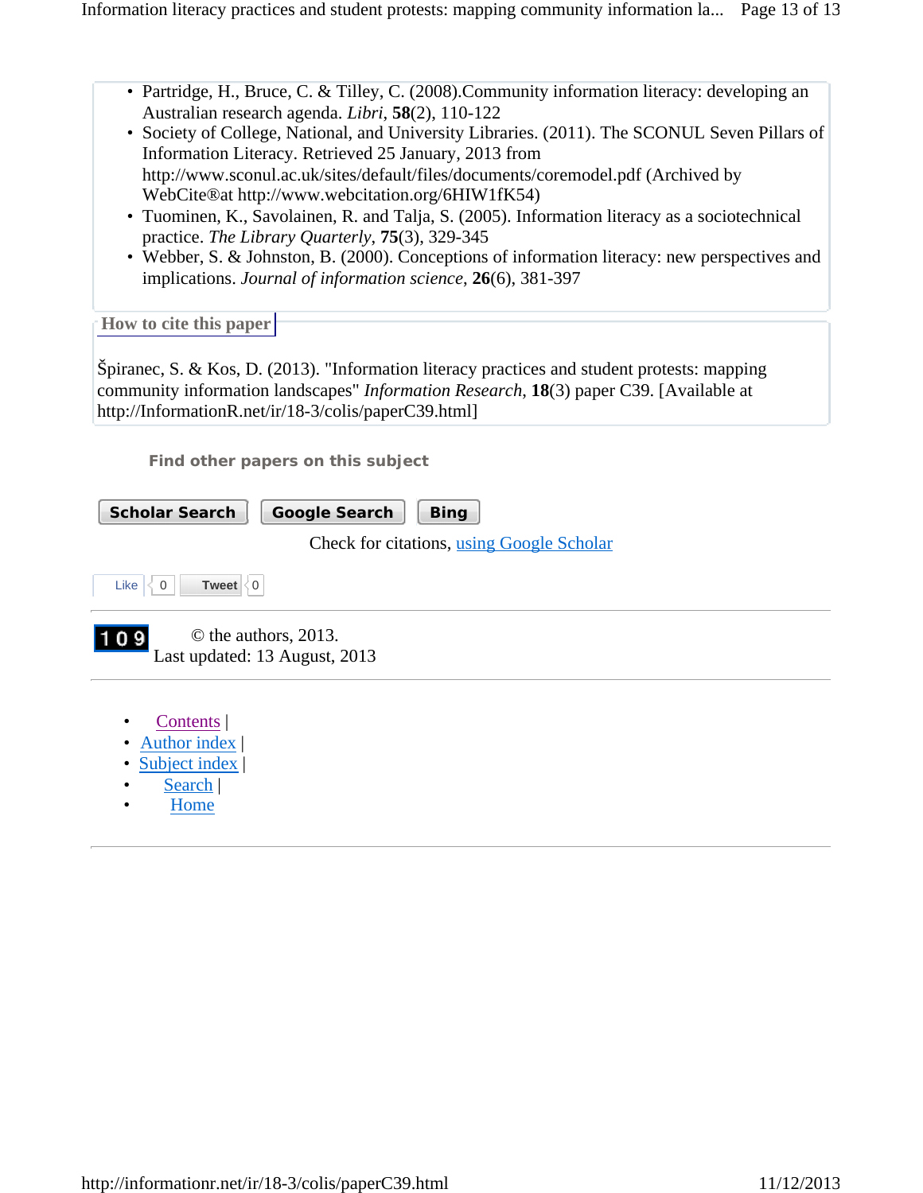- Partridge, H., Bruce, C. & Tilley, C. (2008).Community information literacy: developing an Australian research agenda. *Libri*, **58**(2), 110-122
- Society of College, National, and University Libraries. (2011). The SCONUL Seven Pillars of Information Literacy. Retrieved 25 January, 2013 from http://www.sconul.ac.uk/sites/default/files/documents/coremodel.pdf (Archived by WebCite®at http://www.webcitation.org/6HIW1fK54)
- Tuominen, K., Savolainen, R. and Talja, S. (2005). Information literacy as a sociotechnical practice. *The Library Quarterly*, **75**(3), 329-345
- Webber, S. & Johnston, B. (2000). Conceptions of information literacy: new perspectives and implications. *Journal of information science*, **26**(6), 381-397

**How to cite this paper**

Špiranec, S. & Kos, D. (2013). "Information literacy practices and student protests: mapping community information landscapes" *Information Research*, **18**(3) paper C39. [Available at http://InformationR.net/ir/18-3/colis/paperC39.html]

**Find other papers on this subject**

Scholar Search | Google Search | Bing

Check for citations, using Google Scholar

Like 0 Tweet 0

109

© the authors, 2013.
Last updated: 13 August, 2013

- Contents |
- Author index |
- Subject index |
- Search |
- Home